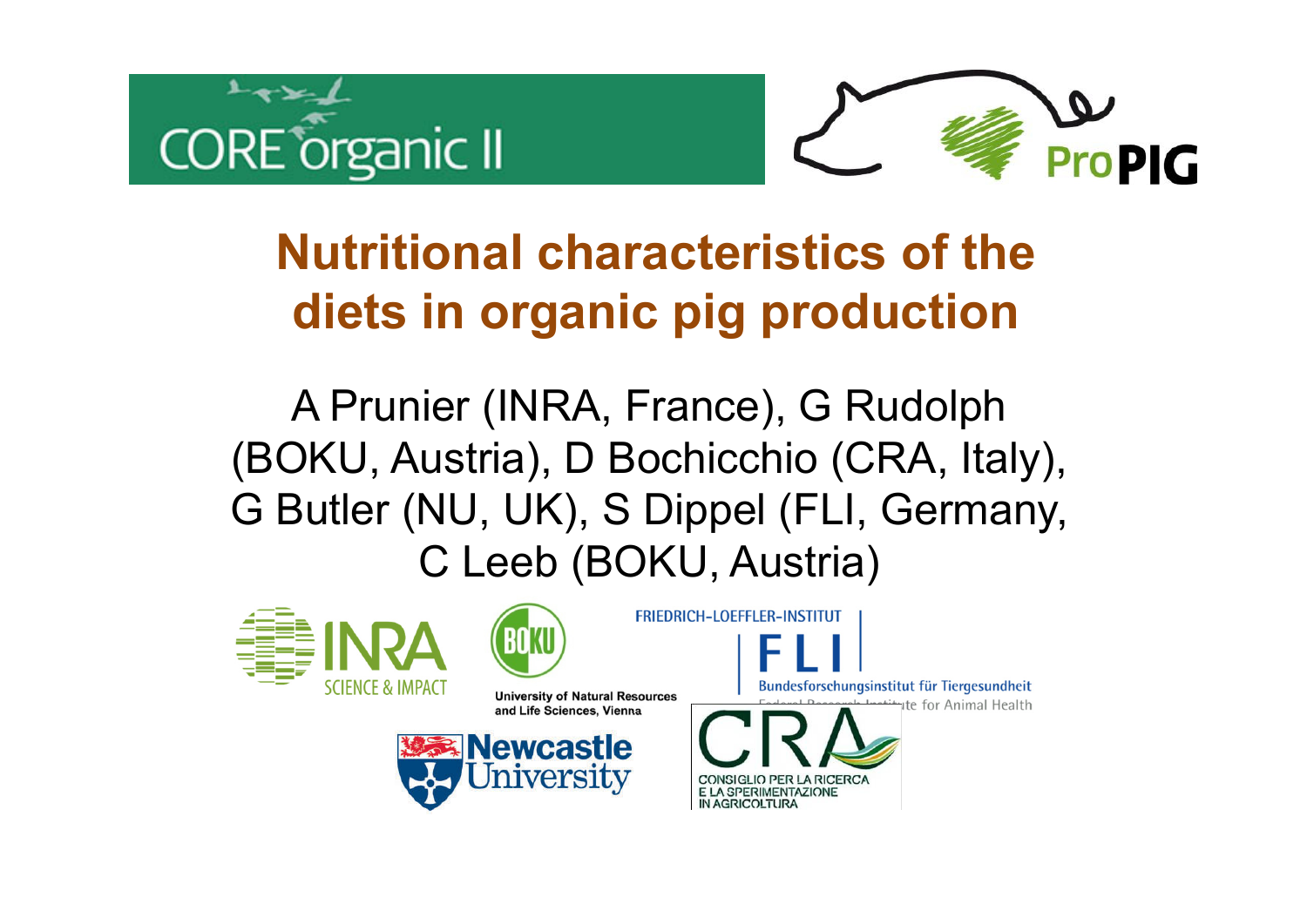# Nutritional characteristics of the diets in organic pig production

A Prunier (INRA, France), G Rudolph (BOKU, Austria), D Bochicchio (CRA, Italy), G Butler (NU, UK), S Dippel (FLI, Germany, C Leeb (BOKU, Austria)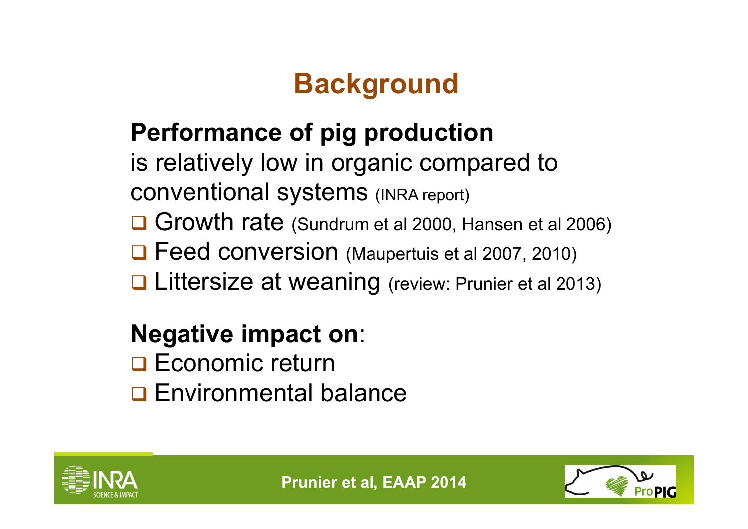# Background

**Performance of pig production** is relatively low in organic compared to conventional systems (INRA report)

- Growth rate (Sundrum et al 2000, Hansen et al 2006)
- Feed conversion (Maupertuis et al 2007, 2010)
- Littersize at weaning (review: Prunier et al 2013)

**Negative impact on**:

- Economic return
- Environmental balance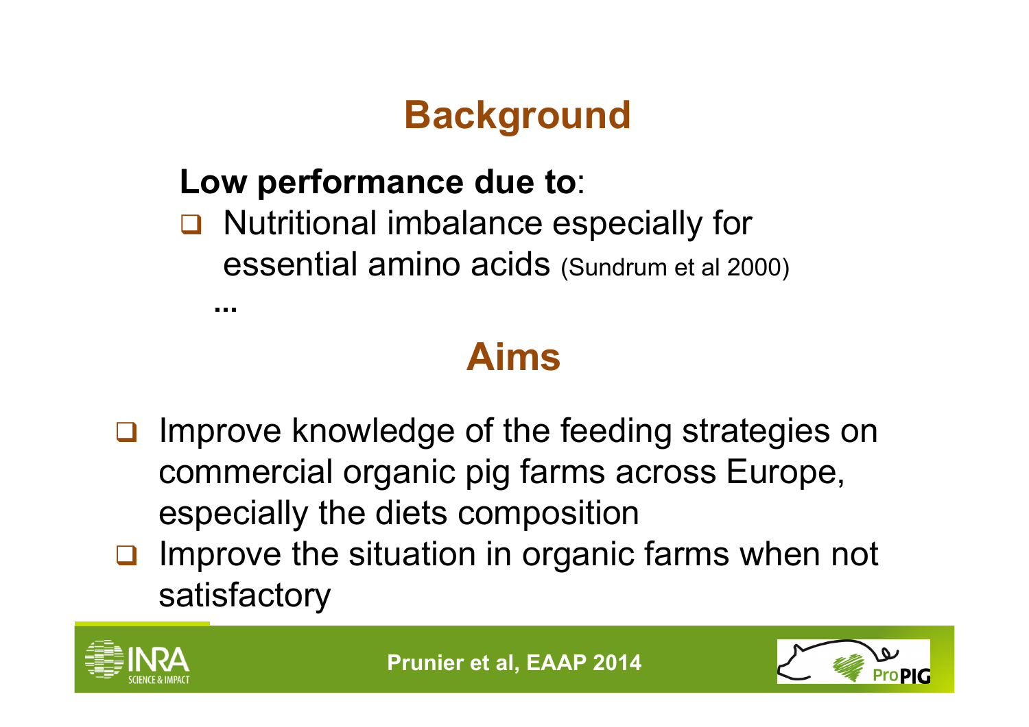## Background

**Low performance due to**:

- Nutritional imbalance especially for essential amino acids (Sundrum et al 2000)

...

## Aims

- Improve knowledge of the feeding strategies on commercial organic pig farms across Europe, especially the diets composition
- Improve the situation in organic farms when not satisfactory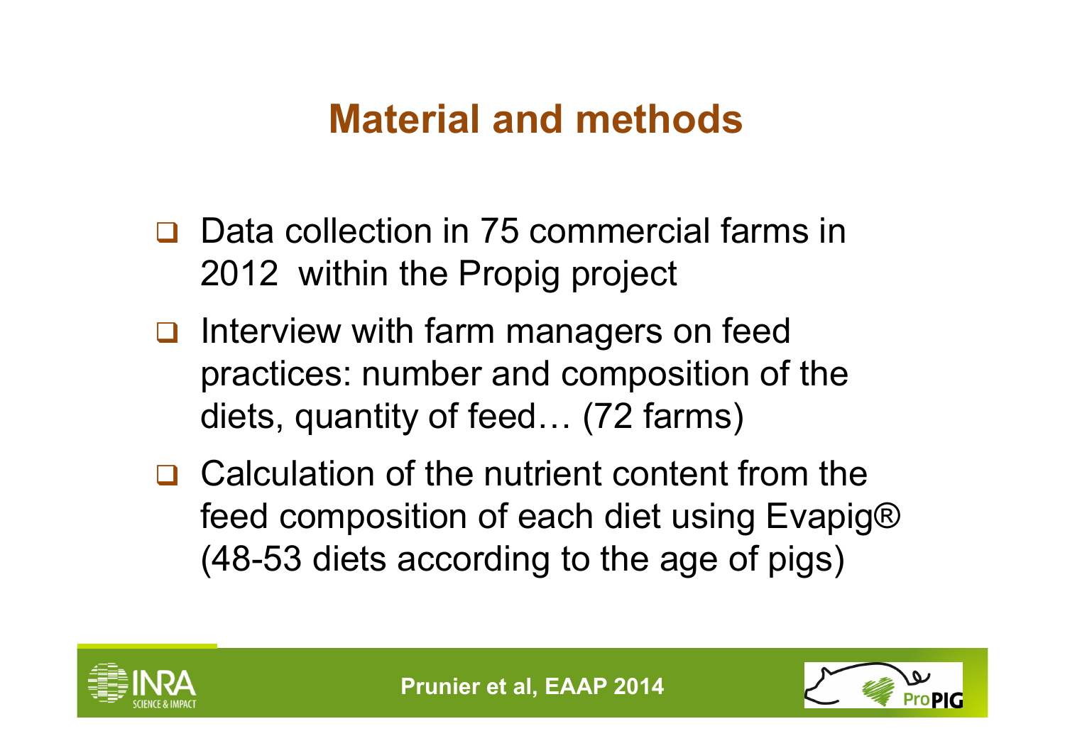# Material and methods

- Data collection in 75 commercial farms in 2012  within the Propig project
- Interview with farm managers on feed practices: number and composition of the diets, quantity of feed… (72 farms)
- Calculation of the nutrient content from the feed composition of each diet using Evapig® (48-53 diets according to the age of pigs)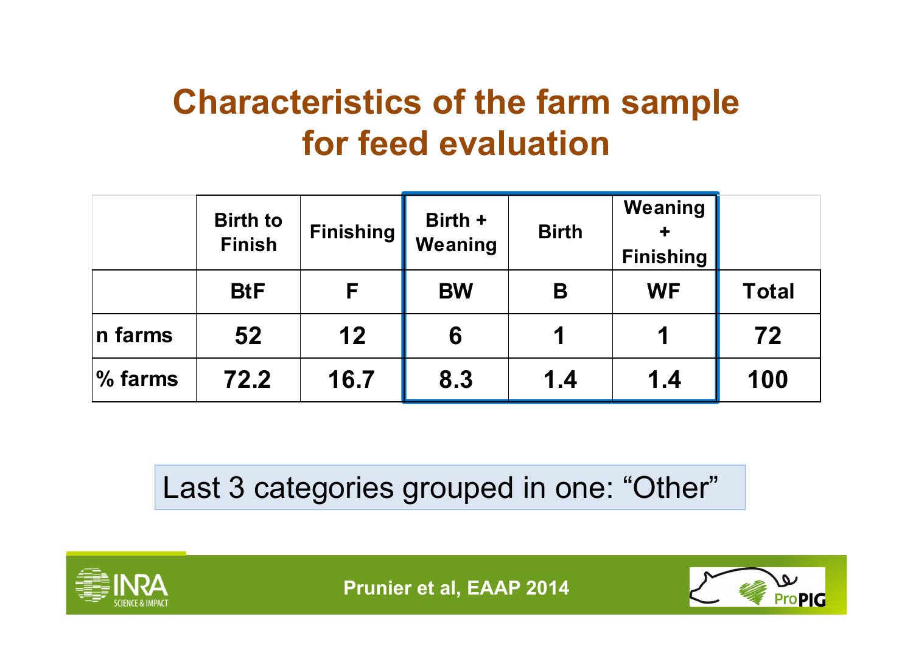# Characteristics of the farm sample for feed evaluation

| | Birth to Finish | Finishing | Birth + Weaning | Birth | Weaning + Finishing | |
|---|---|---|---|---|---|---|
| | BtF | F | BW | B | WF | Total |
| n farms | 52 | 12 | 6 | 1 | 1 | 72 |
| % farms | 72.2 | 16.7 | 8.3 | 1.4 | 1.4 | 100 |

Last 3 categories grouped in one: “Other”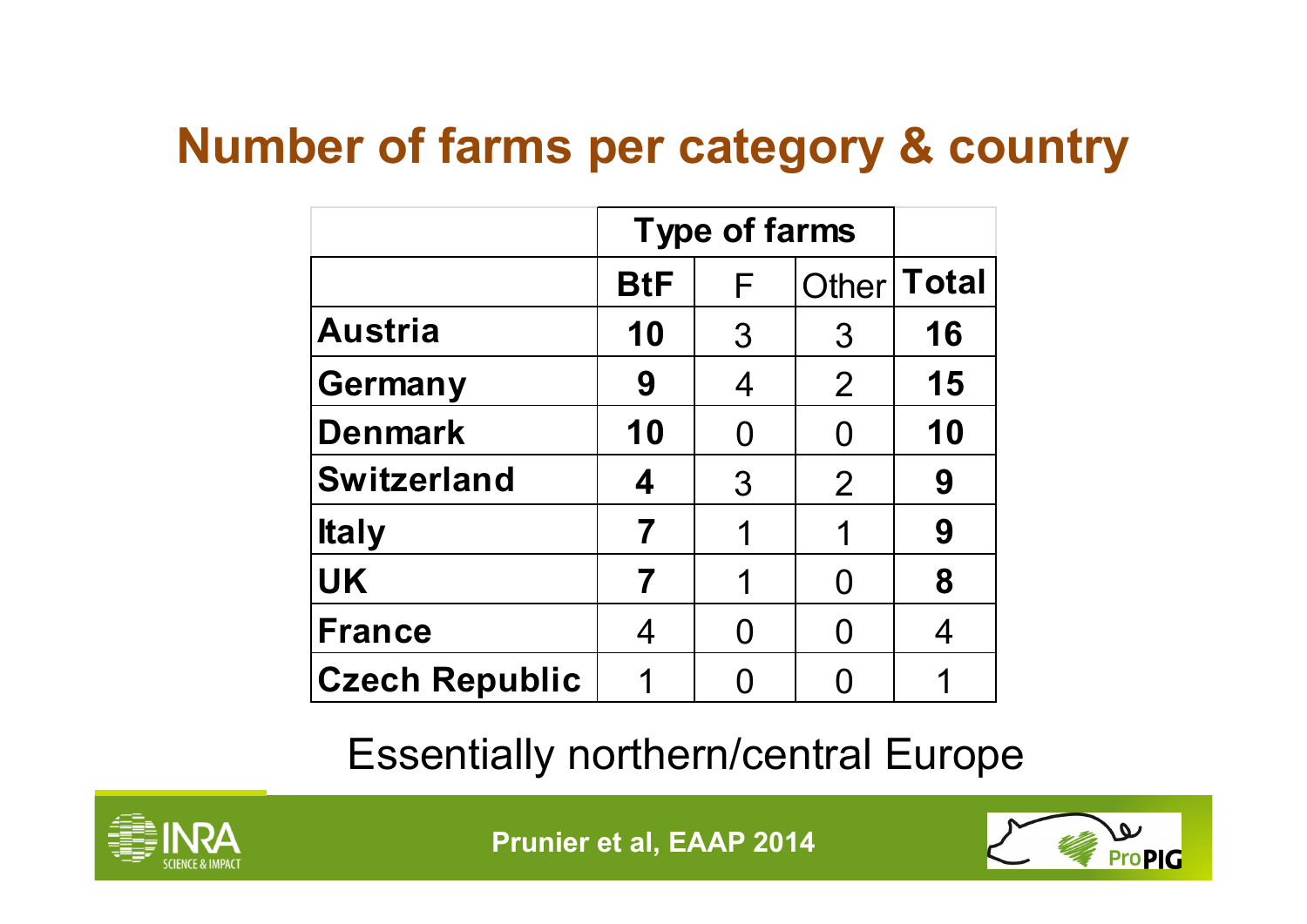# Number of farms per category & country

| | Type of farms | | | |
|---|---|---|---|---|
| | **BtF** | F | Other | **Total** |
| **Austria** | **10** | 3 | 3 | **16** |
| **Germany** | **9** | 4 | 2 | **15** |
| **Denmark** | **10** | 0 | 0 | **10** |
| **Switzerland** | **4** | 3 | 2 | **9** |
| **Italy** | **7** | 1 | 1 | **9** |
| **UK** | **7** | 1 | 0 | **8** |
| **France** | 4 | 0 | 0 | 4 |
| **Czech Republic** | 1 | 0 | 0 | 1 |

Essentially northern/central Europe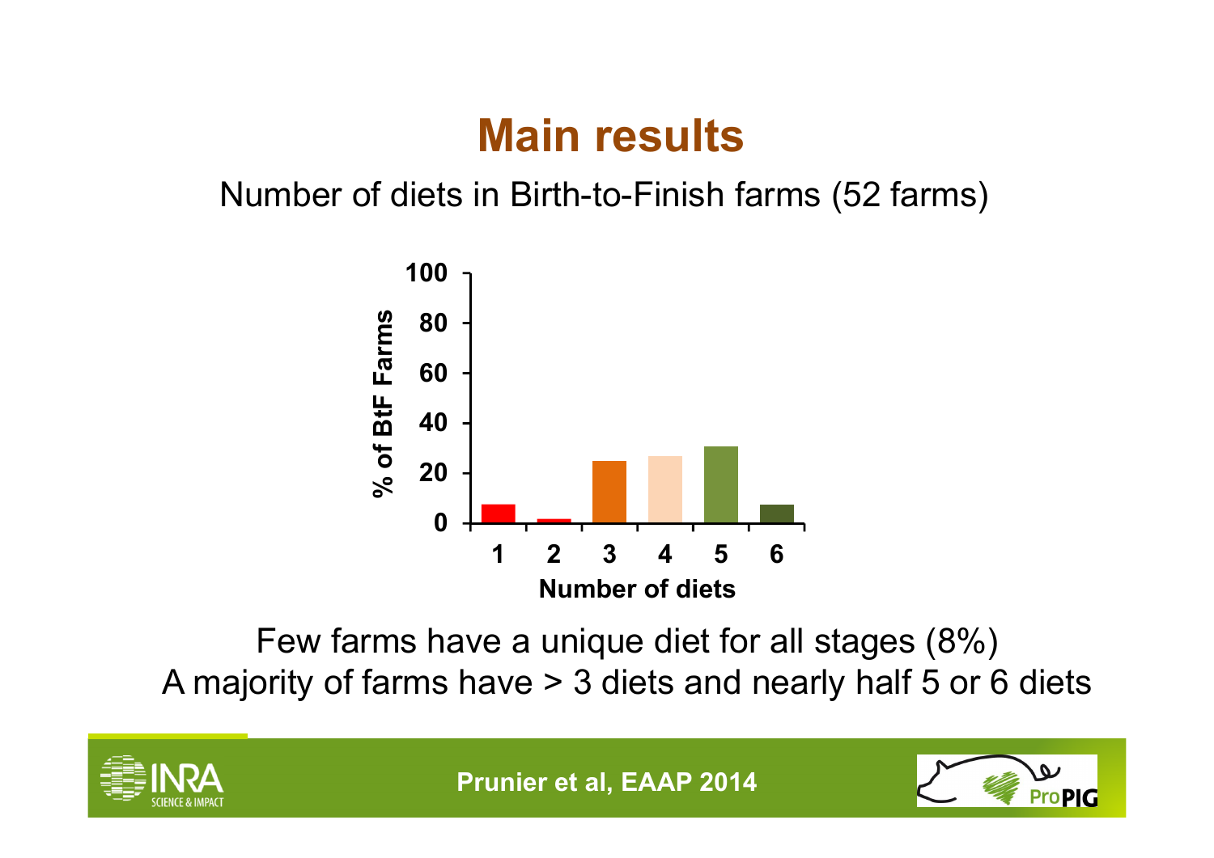# Main results

Number of diets in Birth-to-Finish farms (52 farms)

Few farms have a unique diet for all stages (8%)
A majority of farms have > 3 diets and nearly half 5 or 6 diets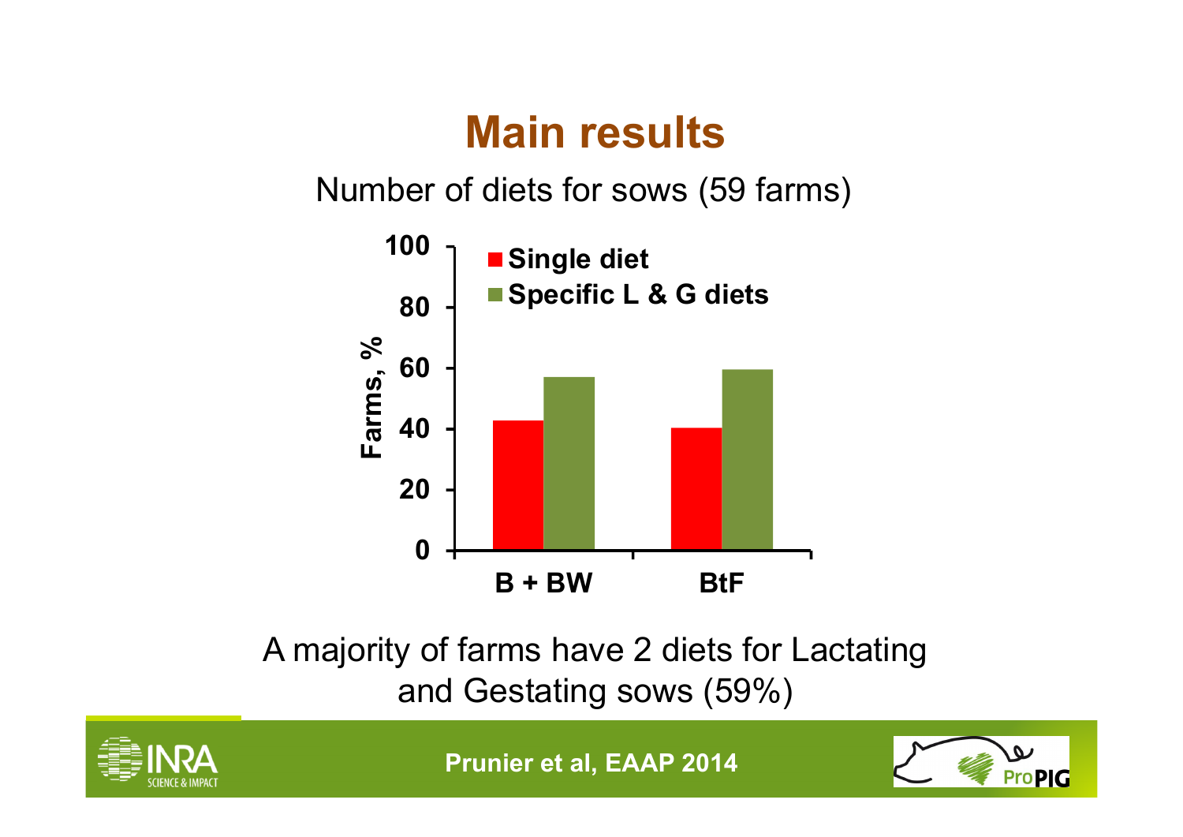# Main results

Number of diets for sows (59 farms)

| Farms, % | Single diet | Specific L & G diets |
|---|---|---|
| B + BW | 43 | 57 |
| BtF | 40 | 59 |

A majority of farms have 2 diets for Lactating and Gestating sows (59%)

Prunier et al, EAAP 2014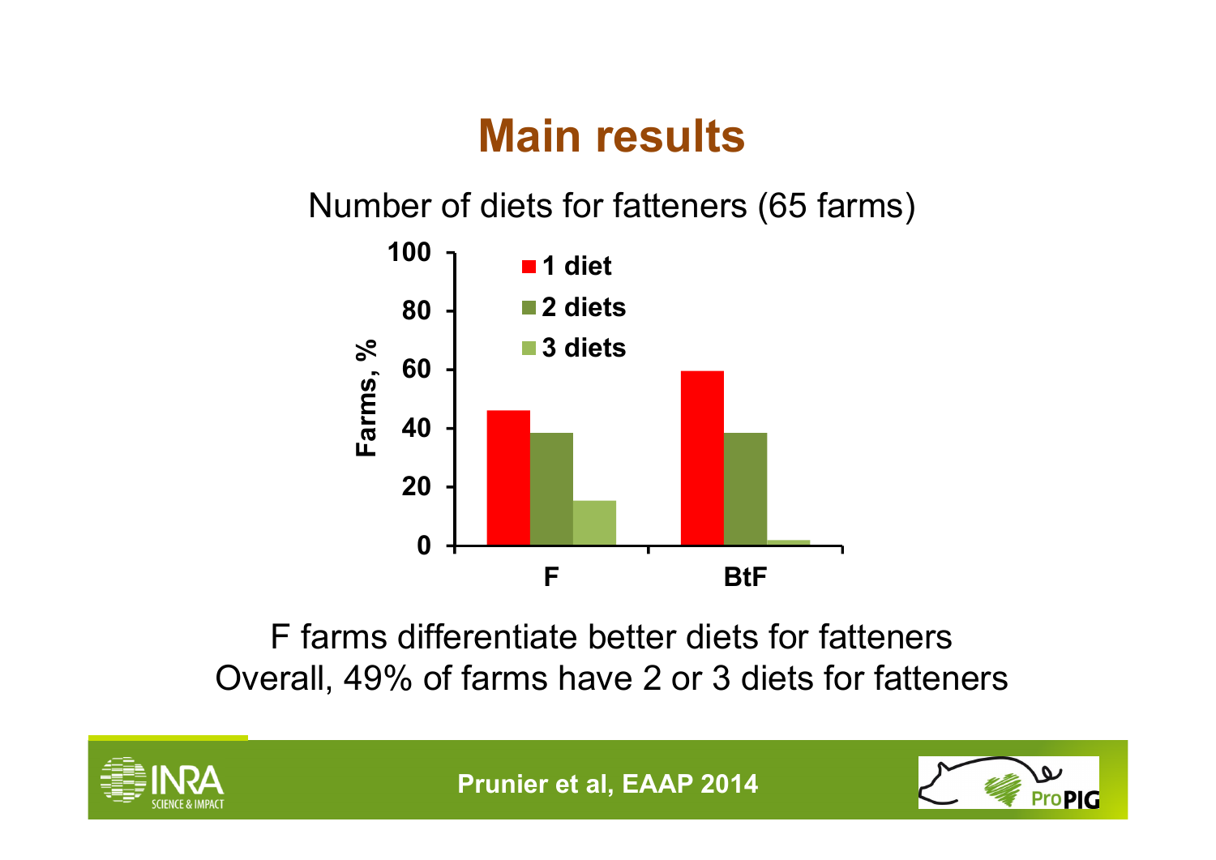# Main results

Number of diets for fatteners (65 farms)

F farms differentiate better diets for fatteners
Overall, 49% of farms have 2 or 3 diets for fatteners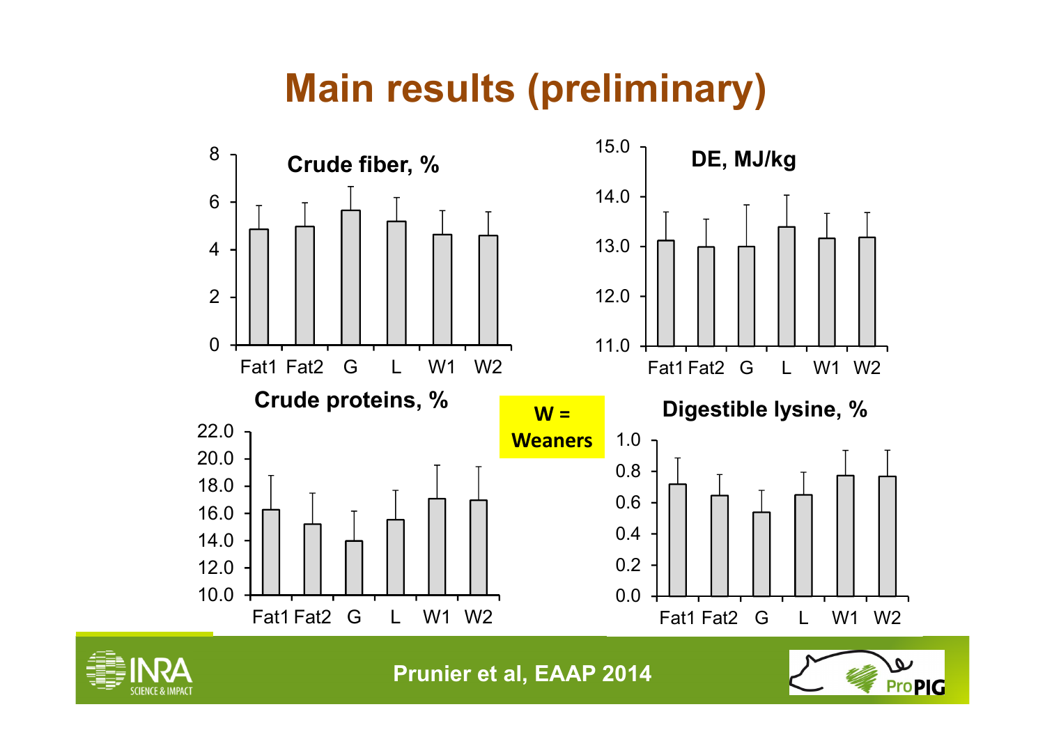# Main results (preliminary)

**Crude fiber, %**

**DE, MJ/kg**

**Crude proteins, %**

**W = Weaners**

**Digestible lysine, %**

Fat1 Fat2 G L W1 W2

Prunier et al, EAAP 2014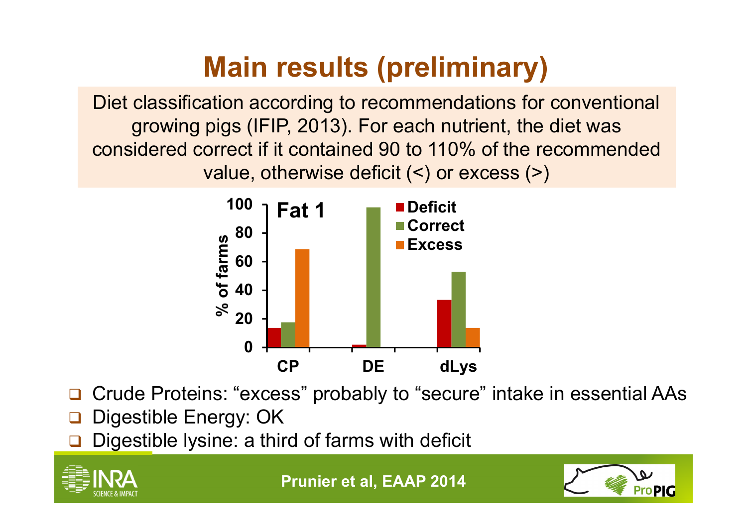# Main results (preliminary)

Diet classification according to recommendations for conventional growing pigs (IFIP, 2013). For each nutrient, the diet was considered correct if it contained 90 to 110% of the recommended value, otherwise deficit (<) or excess (>)

- Crude Proteins: “excess” probably to “secure” intake in essential AAs
- Digestible Energy: OK
- Digestible lysine: a third of farms with deficit

Prunier et al, EAAP 2014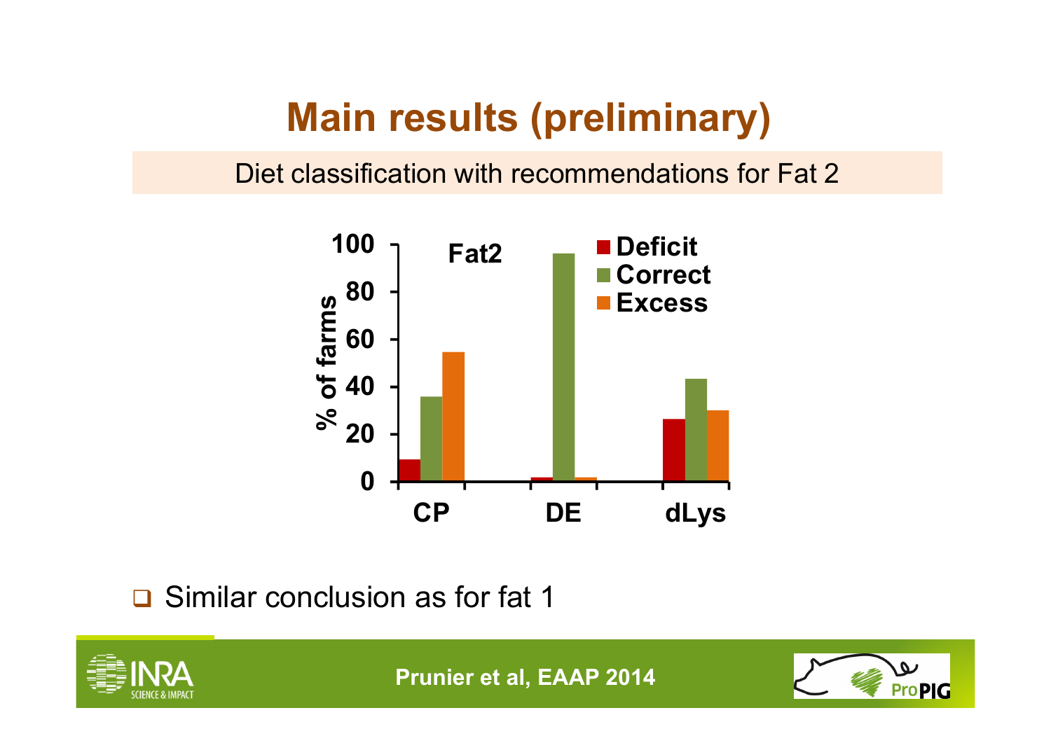# Main results (preliminary)

Diet classification with recommendations for Fat 2

Fat2

| | Deficit | Correct | Excess |
|---|---|---|---|
| CP | ~9 | ~36 | ~55 |
| DE | ~1 | ~96 | ~1 |
| dLys | ~26 | ~43 | ~30 |

% of farms

- Similar conclusion as for fat 1

Prunier et al, EAAP 2014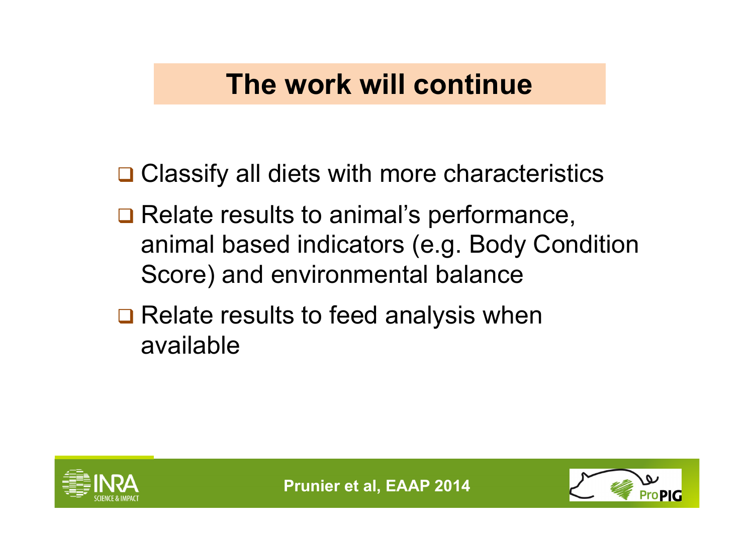# The work will continue

- Classify all diets with more characteristics
- Relate results to animal's performance, animal based indicators (e.g. Body Condition Score) and environmental balance
- Relate results to feed analysis when available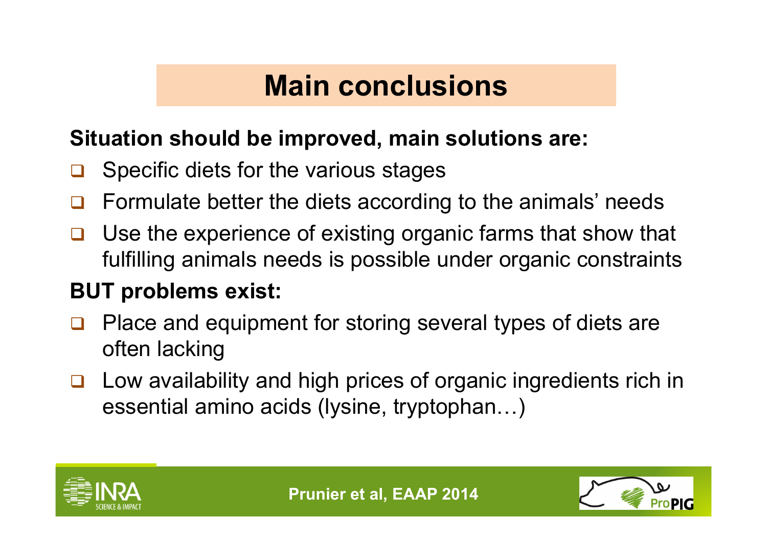# Main conclusions

**Situation should be improved, main solutions are:**

- Specific diets for the various stages
- Formulate better the diets according to the animals' needs
- Use the experience of existing organic farms that show that fulfilling animals needs is possible under organic constraints

**BUT problems exist:**

- Place and equipment for storing several types of diets are often lacking
- Low availability and high prices of organic ingredients rich in essential amino acids (lysine, tryptophan…)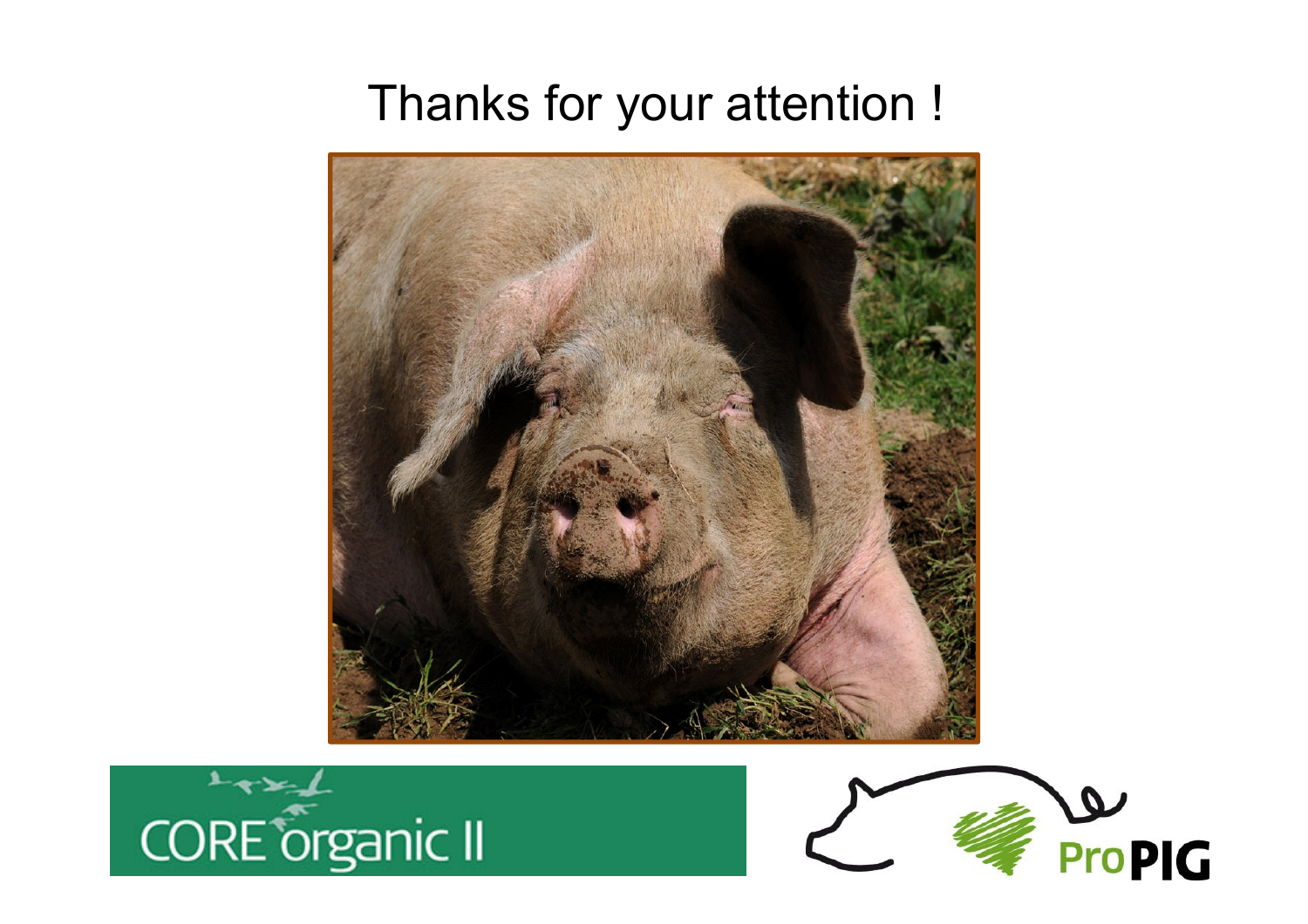# Thanks for your attention !

CORE organic II

ProPIG